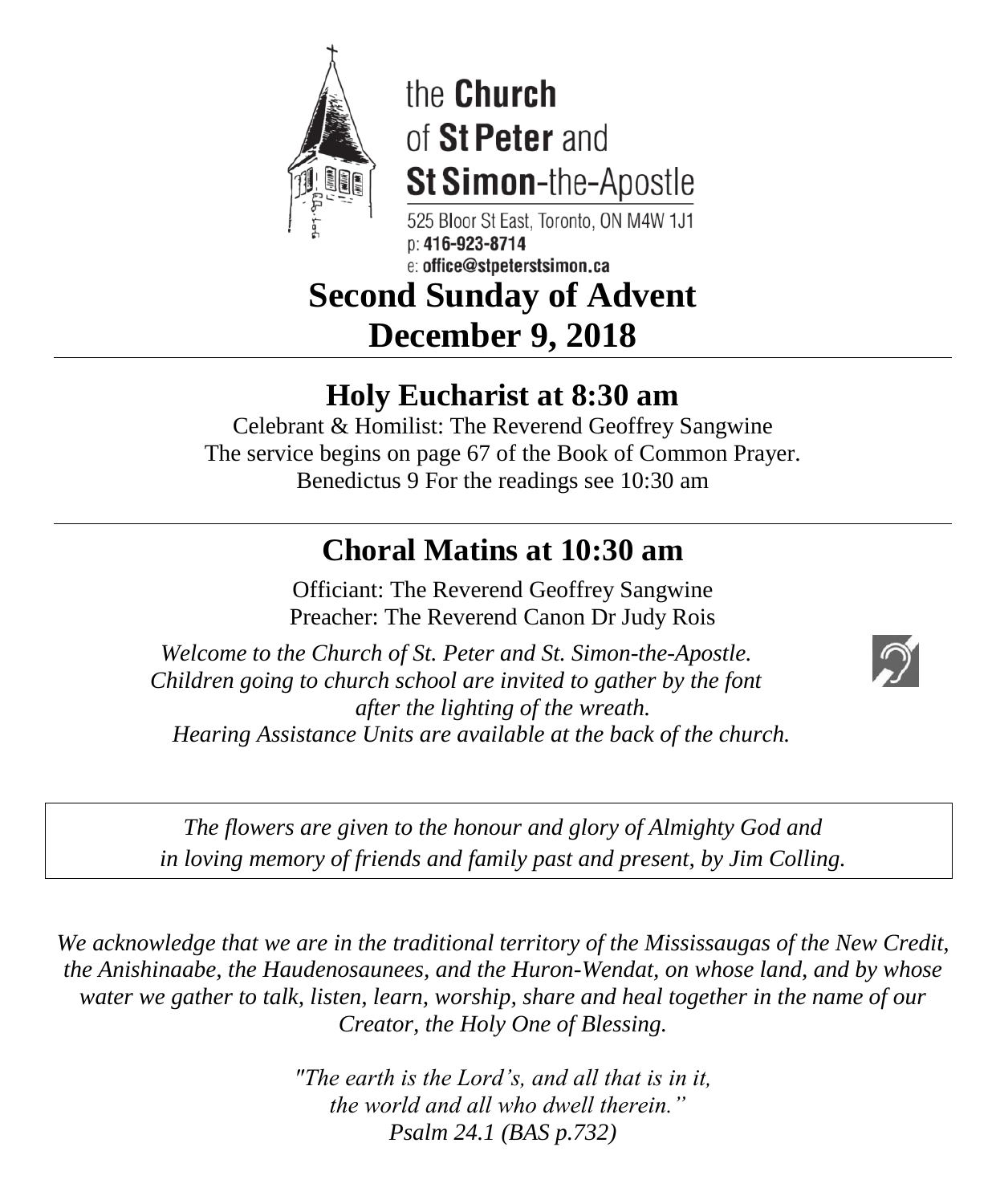the **Church**
of **St Peter** and
**St Simon**-the-Apostle

525 Bloor St East, Toronto, ON M4W 1J1
p: **416-923-8714**
e: **office@stpeterstsimon.ca**

# Second Sunday of Advent
# December 9, 2018

---

## Holy Eucharist at 8:30 am

Celebrant & Homilist: The Reverend Geoffrey Sangwine
The service begins on page 67 of the Book of Common Prayer.
Benedictus 9 For the readings see 10:30 am

---

## Choral Matins at 10:30 am

Officiant: The Reverend Geoffrey Sangwine
Preacher: The Reverend Canon Dr Judy Rois

*Welcome to the Church of St. Peter and St. Simon-the-Apostle.*
*Children going to church school are invited to gather by the font after the lighting of the wreath.*
*Hearing Assistance Units are available at the back of the church.*

*The flowers are given to the honour and glory of Almighty God and in loving memory of friends and family past and present, by Jim Colling.*

*We acknowledge that we are in the traditional territory of the Mississaugas of the New Credit, the Anishinaabe, the Haudenosaunees, and the Huron-Wendat, on whose land, and by whose water we gather to talk, listen, learn, worship, share and heal together in the name of our Creator, the Holy One of Blessing.*

*"The earth is the Lord's, and all that is in it,*
*the world and all who dwell therein."*
*Psalm 24.1 (BAS p.732)*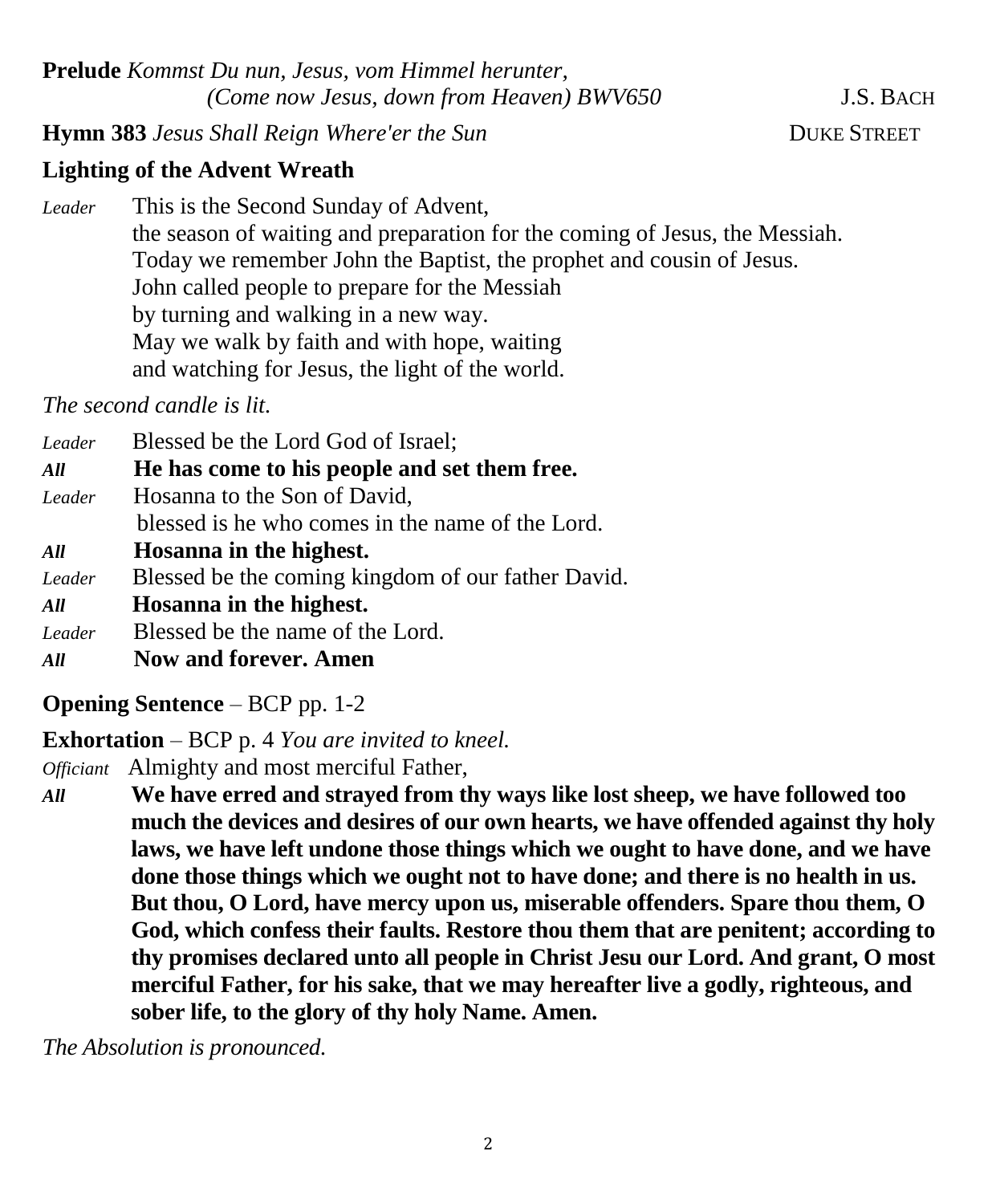**Prelude** *Kommst Du nun, Jesus, vom Himmel herunter,*
*(Come now Jesus, down from Heaven) BWV650* J.S. BACH

**Hymn 383** *Jesus Shall Reign Where'er the Sun* DUKE STREET

**Lighting of the Advent Wreath**

*Leader* This is the Second Sunday of Advent,
the season of waiting and preparation for the coming of Jesus, the Messiah.
Today we remember John the Baptist, the prophet and cousin of Jesus.
John called people to prepare for the Messiah
by turning and walking in a new way.
May we walk by faith and with hope, waiting
and watching for Jesus, the light of the world.

*The second candle is lit.*

*Leader* Blessed be the Lord God of Israel;
***All*** **He has come to his people and set them free.**
*Leader* Hosanna to the Son of David,
blessed is he who comes in the name of the Lord.
***All*** **Hosanna in the highest.**
*Leader* Blessed be the coming kingdom of our father David.
***All*** **Hosanna in the highest.**
*Leader* Blessed be the name of the Lord.
***All*** **Now and forever. Amen**

**Opening Sentence** – BCP pp. 1-2

**Exhortation** – BCP p. 4 *You are invited to kneel.*

*Officiant* Almighty and most merciful Father,
***All*** **We have erred and strayed from thy ways like lost sheep, we have followed too much the devices and desires of our own hearts, we have offended against thy holy laws, we have left undone those things which we ought to have done, and we have done those things which we ought not to have done; and there is no health in us. But thou, O Lord, have mercy upon us, miserable offenders. Spare thou them, O God, which confess their faults. Restore thou them that are penitent; according to thy promises declared unto all people in Christ Jesu our Lord. And grant, O most merciful Father, for his sake, that we may hereafter live a godly, righteous, and sober life, to the glory of thy holy Name. Amen.**

*The Absolution is pronounced.*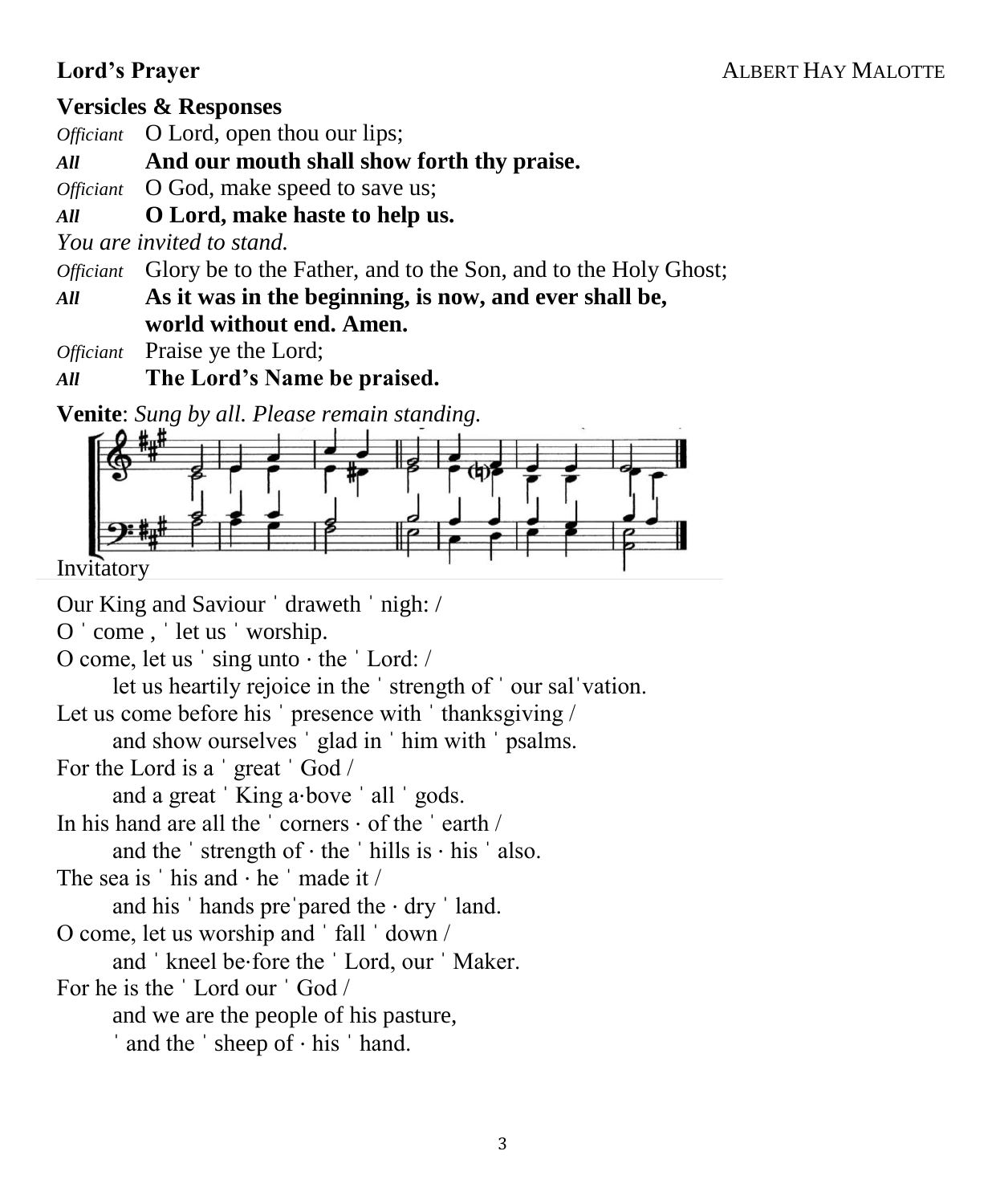**Lord's Prayer** ALBERT HAY MALOTTE

**Versicles & Responses**

*Officiant* O Lord, open thou our lips;

***All*** **And our mouth shall show forth thy praise.**

*Officiant* O God, make speed to save us;

***All*** **O Lord, make haste to help us.**

*You are invited to stand.*

*Officiant* Glory be to the Father, and to the Son, and to the Holy Ghost;

***All*** **As it was in the beginning, is now, and ever shall be,
world without end. Amen.**

*Officiant* Praise ye the Lord;

***All*** **The Lord's Name be praised.**

**Venite**: *Sung by all. Please remain standing.*

Invitatory

Our King and Saviour ˈ draweth ˈ nigh: /
O ˈ come , ˈ let us ˈ worship.

O come, let us ˈ sing unto · the ˈ Lord: /
let us heartily rejoice in the ˈ strength of ˈ our salˈvation.

Let us come before his ˈ presence with ˈ thanksgiving /
and show ourselves ˈ glad in ˈ him with ˈ psalms.

For the Lord is a ˈ great ˈ God /
and a great ˈ King a·bove ˈ all ˈ gods.

In his hand are all the ˈ corners · of the ˈ earth /
and the ˈ strength of · the ˈ hills is · his ˈ also.

The sea is ˈ his and · he ˈ made it /
and his ˈ hands preˈpared the · dry ˈ land.

O come, let us worship and ˈ fall ˈ down /
and ˈ kneel be·fore the ˈ Lord, our ˈ Maker.

For he is the ˈ Lord our ˈ God /
and we are the people of his pasture,
ˈ and the ˈ sheep of · his ˈ hand.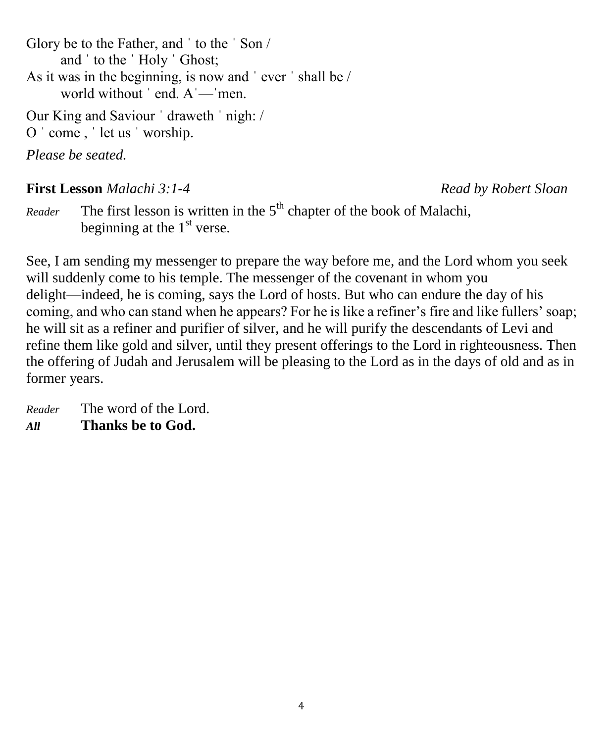Glory be to the Father, and ˈ to the ˈ Son /
    and ˈ to the ˈ Holy ˈ Ghost;
As it was in the beginning, is now and ˈ ever ˈ shall be /
    world without ˈ end. Aˈ—ˈmen.

Our King and Saviour ˈ draweth ˈ nigh: /
O ˈ come , ˈ let us ˈ worship.

*Please be seated.*

**First Lesson** *Malachi 3:1-4* *Read by Robert Sloan*

*Reader* The first lesson is written in the 5th chapter of the book of Malachi, beginning at the 1st verse.

See, I am sending my messenger to prepare the way before me, and the Lord whom you seek will suddenly come to his temple. The messenger of the covenant in whom you delight—indeed, he is coming, says the Lord of hosts. But who can endure the day of his coming, and who can stand when he appears? For he is like a refiner's fire and like fullers' soap; he will sit as a refiner and purifier of silver, and he will purify the descendants of Levi and refine them like gold and silver, until they present offerings to the Lord in righteousness. Then the offering of Judah and Jerusalem will be pleasing to the Lord as in the days of old and as in former years.

*Reader* The word of the Lord.
***All*** **Thanks be to God.**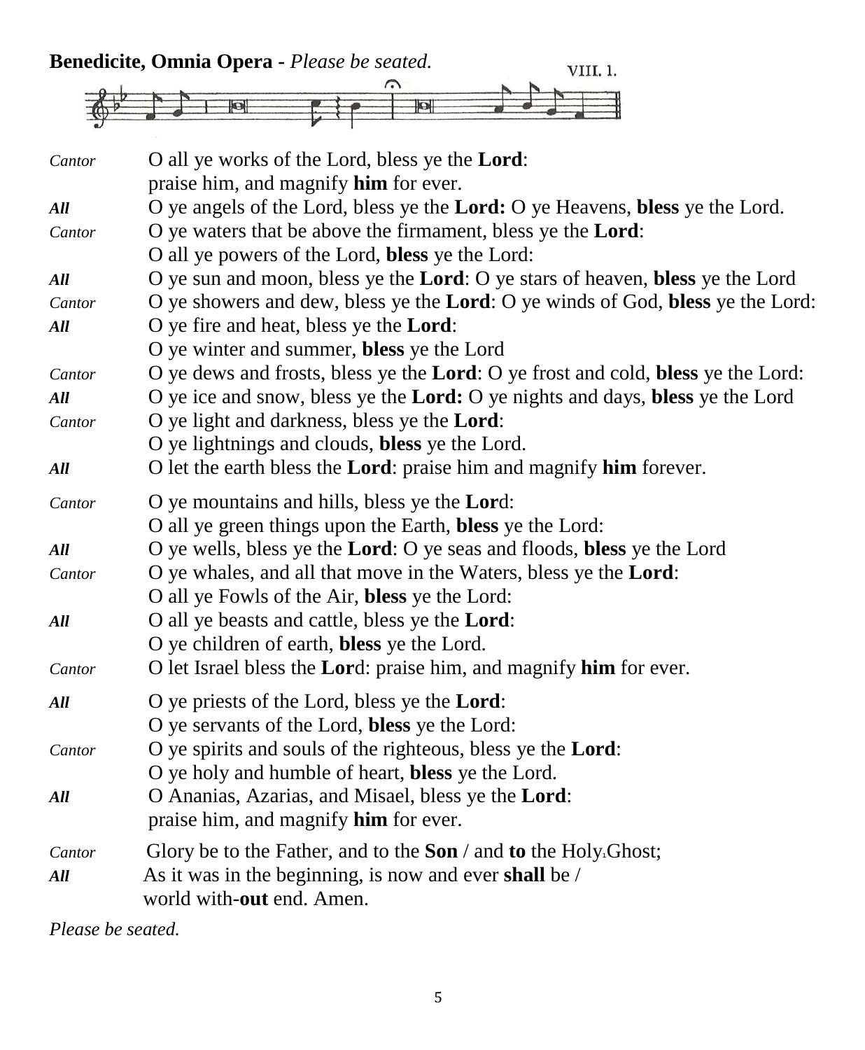**Benedicite, Omnia Opera -** *Please be seated.*

VIII. 1.

*Cantor* O all ye works of the Lord, bless ye the **Lord**:
praise him, and magnify **him** for ever.

***All*** O ye angels of the Lord, bless ye the **Lord:** O ye Heavens, **bless** ye the Lord.

*Cantor* O ye waters that be above the firmament, bless ye the **Lord**:
O all ye powers of the Lord, **bless** ye the Lord:

***All*** O ye sun and moon, bless ye the **Lord**: O ye stars of heaven, **bless** ye the Lord

*Cantor* O ye showers and dew, bless ye the **Lord**: O ye winds of God, **bless** ye the Lord:

***All*** O ye fire and heat, bless ye the **Lord**:
O ye winter and summer, **bless** ye the Lord

*Cantor* O ye dews and frosts, bless ye the **Lord**: O ye frost and cold, **bless** ye the Lord:

***All*** O ye ice and snow, bless ye the **Lord:** O ye nights and days, **bless** ye the Lord

*Cantor* O ye light and darkness, bless ye the **Lord**:
O ye lightnings and clouds, **bless** ye the Lord.

***All*** O let the earth bless the **Lord**: praise him and magnify **him** forever.

*Cantor* O ye mountains and hills, bless ye the **Lor**d:
O all ye green things upon the Earth, **bless** ye the Lord:

***All*** O ye wells, bless ye the **Lord**: O ye seas and floods, **bless** ye the Lord

*Cantor* O ye whales, and all that move in the Waters, bless ye the **Lord**:
O all ye Fowls of the Air, **bless** ye the Lord:

***All*** O all ye beasts and cattle, bless ye the **Lord**:
O ye children of earth, **bless** ye the Lord.

*Cantor* O let Israel bless the **Lor**d: praise him, and magnify **him** for ever.

***All*** O ye priests of the Lord, bless ye the **Lord**:
O ye servants of the Lord, **bless** ye the Lord:

*Cantor* O ye spirits and souls of the righteous, bless ye the **Lord**:
O ye holy and humble of heart, **bless** ye the Lord.

***All*** O Ananias, Azarias, and Misael, bless ye the **Lord**:
praise him, and magnify **him** for ever.

*Cantor* Glory be to the Father, and to the **Son** / and **to** the Holy Ghost;

***All*** As it was in the beginning, is now and ever **shall** be /
world with-**out** end. Amen.

*Please be seated.*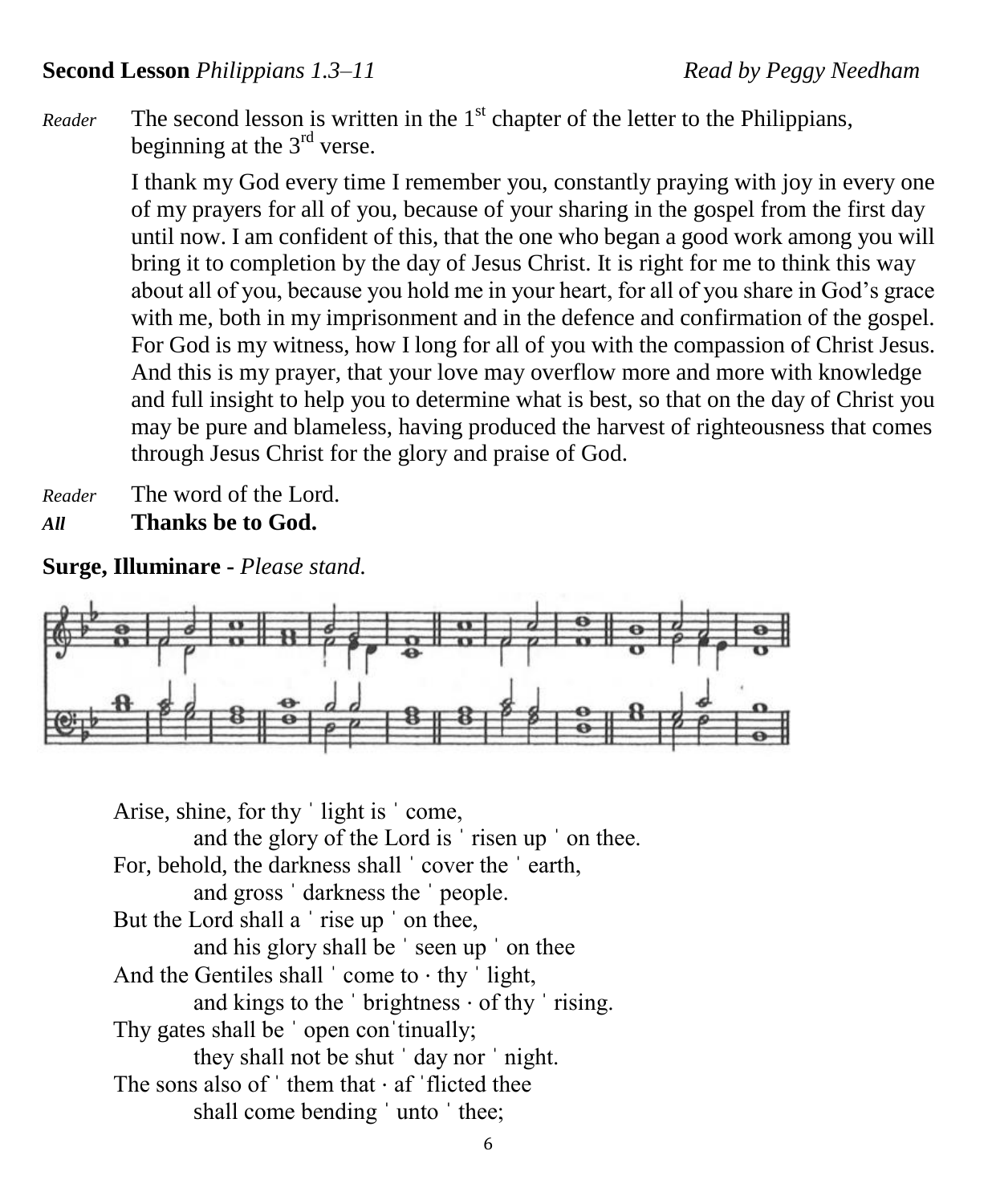**Second Lesson** *Philippians 1.3–11* *Read by Peggy Needham*

*Reader* The second lesson is written in the 1st chapter of the letter to the Philippians, beginning at the 3rd verse.

I thank my God every time I remember you, constantly praying with joy in every one of my prayers for all of you, because of your sharing in the gospel from the first day until now. I am confident of this, that the one who began a good work among you will bring it to completion by the day of Jesus Christ. It is right for me to think this way about all of you, because you hold me in your heart, for all of you share in God's grace with me, both in my imprisonment and in the defence and confirmation of the gospel. For God is my witness, how I long for all of you with the compassion of Christ Jesus. And this is my prayer, that your love may overflow more and more with knowledge and full insight to help you to determine what is best, so that on the day of Christ you may be pure and blameless, having produced the harvest of righteousness that comes through Jesus Christ for the glory and praise of God.

*Reader* The word of the Lord.
***All*** **Thanks be to God.**

**Surge, Illuminare -** *Please stand.*

Arise, shine, for thy ˈ light is ˈ come,
    and the glory of the Lord is ˈ risen up ˈ on thee.
For, behold, the darkness shall ˈ cover the ˈ earth,
    and gross ˈ darkness the ˈ people.
But the Lord shall a ˈ rise up ˈ on thee,
    and his glory shall be ˈ seen up ˈ on thee
And the Gentiles shall ˈ come to · thy ˈ light,
    and kings to the ˈ brightness · of thy ˈ rising.
Thy gates shall be ˈ open conˈtinually;
    they shall not be shut ˈ day nor ˈ night.
The sons also of ˈ them that · af ˈflicted thee
    shall come bending ˈ unto ˈ thee;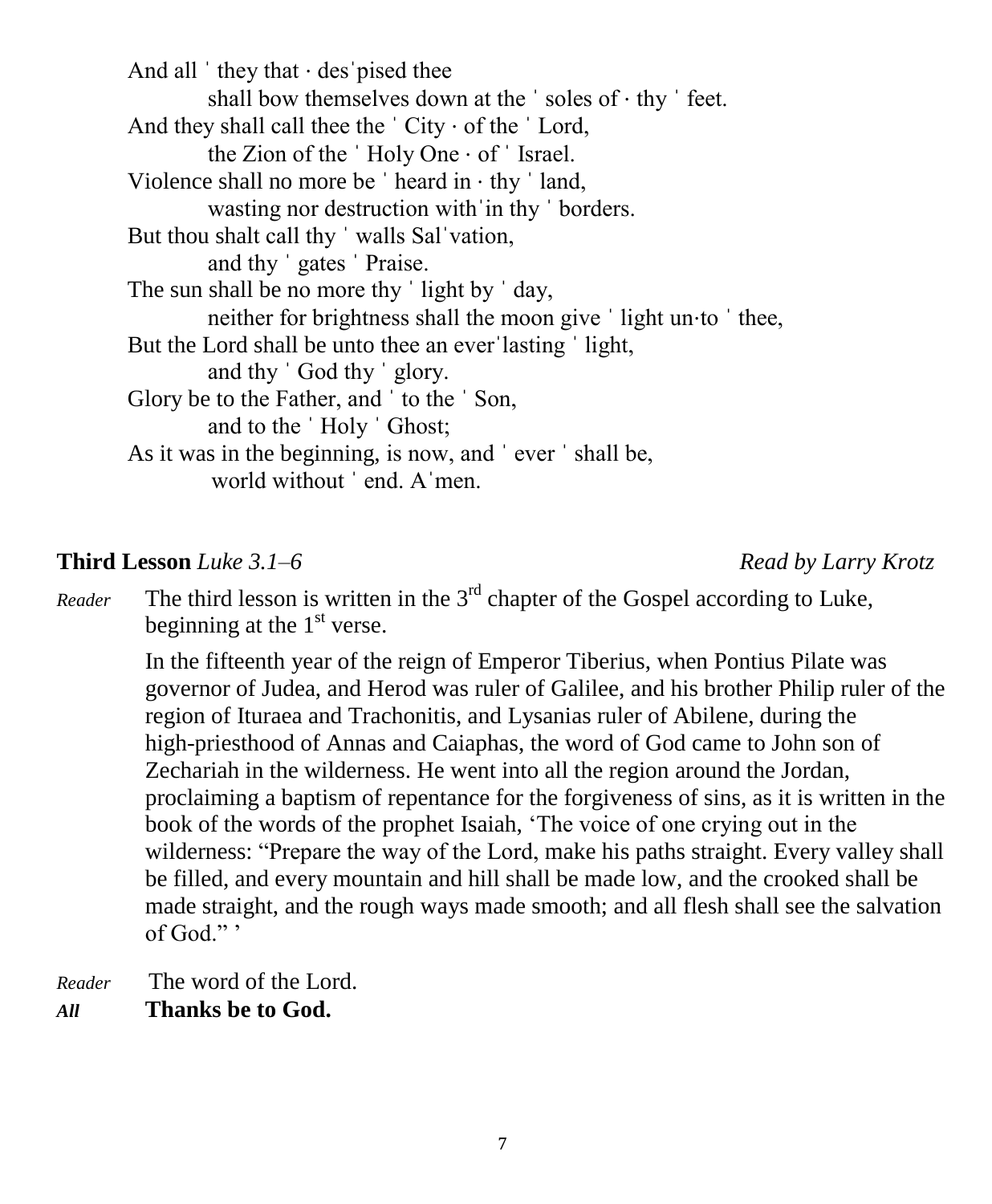And all ˈ they that · desˈpised thee
  shall bow themselves down at the ˈ soles of · thy ˈ feet.
And they shall call thee the ˈ City · of the ˈ Lord,
  the Zion of the ˈ Holy One · of ˈ Israel.
Violence shall no more be ˈ heard in · thy ˈ land,
  wasting nor destruction withˈin thy ˈ borders.
But thou shalt call thy ˈ walls Salˈvation,
  and thy ˈ gates ˈ Praise.
The sun shall be no more thy ˈ light by ˈ day,
  neither for brightness shall the moon give ˈ light un·to ˈ thee,
But the Lord shall be unto thee an everˈlasting ˈ light,
  and thy ˈ God thy ˈ glory.
Glory be to the Father, and ˈ to the ˈ Son,
  and to the ˈ Holy ˈ Ghost;
As it was in the beginning, is now, and ˈ ever ˈ shall be,
  world without ˈ end. Aˈmen.

**Third Lesson** *Luke 3.1–6* *Read by Larry Krotz*

*Reader* The third lesson is written in the 3rd chapter of the Gospel according to Luke, beginning at the 1st verse.

In the fifteenth year of the reign of Emperor Tiberius, when Pontius Pilate was governor of Judea, and Herod was ruler of Galilee, and his brother Philip ruler of the region of Ituraea and Trachonitis, and Lysanias ruler of Abilene, during the high-priesthood of Annas and Caiaphas, the word of God came to John son of Zechariah in the wilderness. He went into all the region around the Jordan, proclaiming a baptism of repentance for the forgiveness of sins, as it is written in the book of the words of the prophet Isaiah, 'The voice of one crying out in the wilderness: "Prepare the way of the Lord, make his paths straight. Every valley shall be filled, and every mountain and hill shall be made low, and the crooked shall be made straight, and the rough ways made smooth; and all flesh shall see the salvation of God." '

*Reader* The word of the Lord.
***All*** **Thanks be to God.**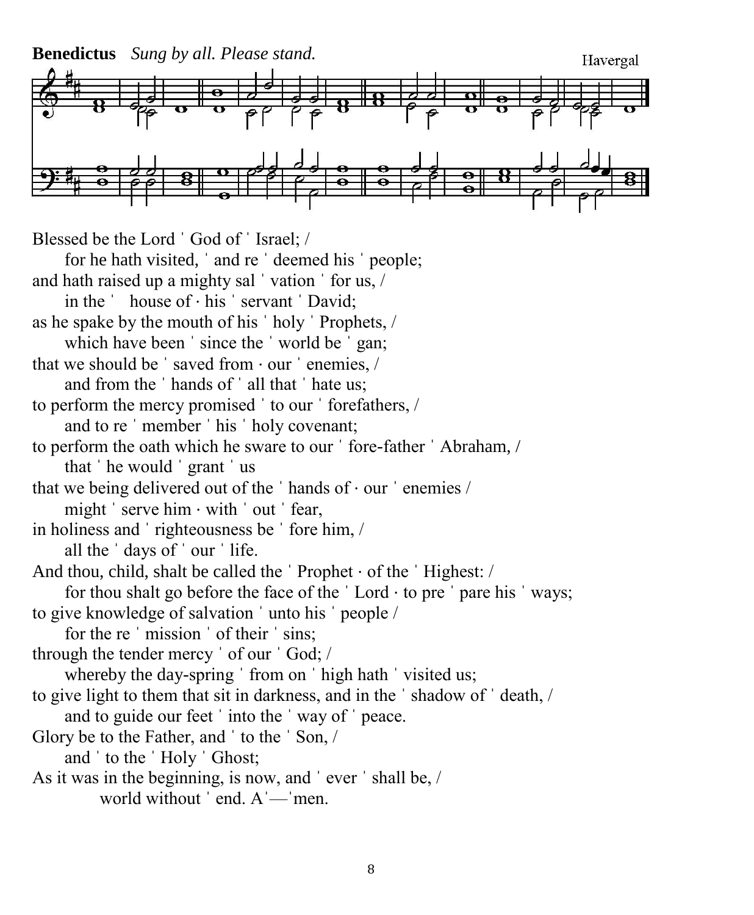**Benedictus** *Sung by all. Please stand.*

Havergal

Blessed be the Lord ˈ God of ˈ Israel; /
  for he hath visited, ˈ and re ˈ deemed his ˈ people;
and hath raised up a mighty sal ˈ vation ˈ for us, /
  in the ˈ  house of · his ˈ servant ˈ David;
as he spake by the mouth of his ˈ holy ˈ Prophets, /
  which have been ˈ since the ˈ world be ˈ gan;
that we should be ˈ saved from · our ˈ enemies, /
  and from the ˈ hands of ˈ all that ˈ hate us;
to perform the mercy promised ˈ to our ˈ forefathers, /
  and to re ˈ member ˈ his ˈ holy covenant;
to perform the oath which he sware to our ˈ fore-father ˈ Abraham, /
  that ˈ he would ˈ grant ˈ us
that we being delivered out of the ˈ hands of · our ˈ enemies /
  might ˈ serve him · with ˈ out ˈ fear,
in holiness and ˈ righteousness be ˈ fore him, /
  all the ˈ days of ˈ our ˈ life.
And thou, child, shalt be called the ˈ Prophet · of the ˈ Highest: /
  for thou shalt go before the face of the ˈ Lord · to pre ˈ pare his ˈ ways;
to give knowledge of salvation ˈ unto his ˈ people /
  for the re ˈ mission ˈ of their ˈ sins;
through the tender mercy ˈ of our ˈ God; /
  whereby the day-spring ˈ from on ˈ high hath ˈ visited us;
to give light to them that sit in darkness, and in the ˈ shadow of ˈ death, /
  and to guide our feet ˈ into the ˈ way of ˈ peace.
Glory be to the Father, and ˈ to the ˈ Son, /
  and ˈ to the ˈ Holy ˈ Ghost;
As it was in the beginning, is now, and ˈ ever ˈ shall be, /
    world without ˈ end. Aˈ—ˈmen.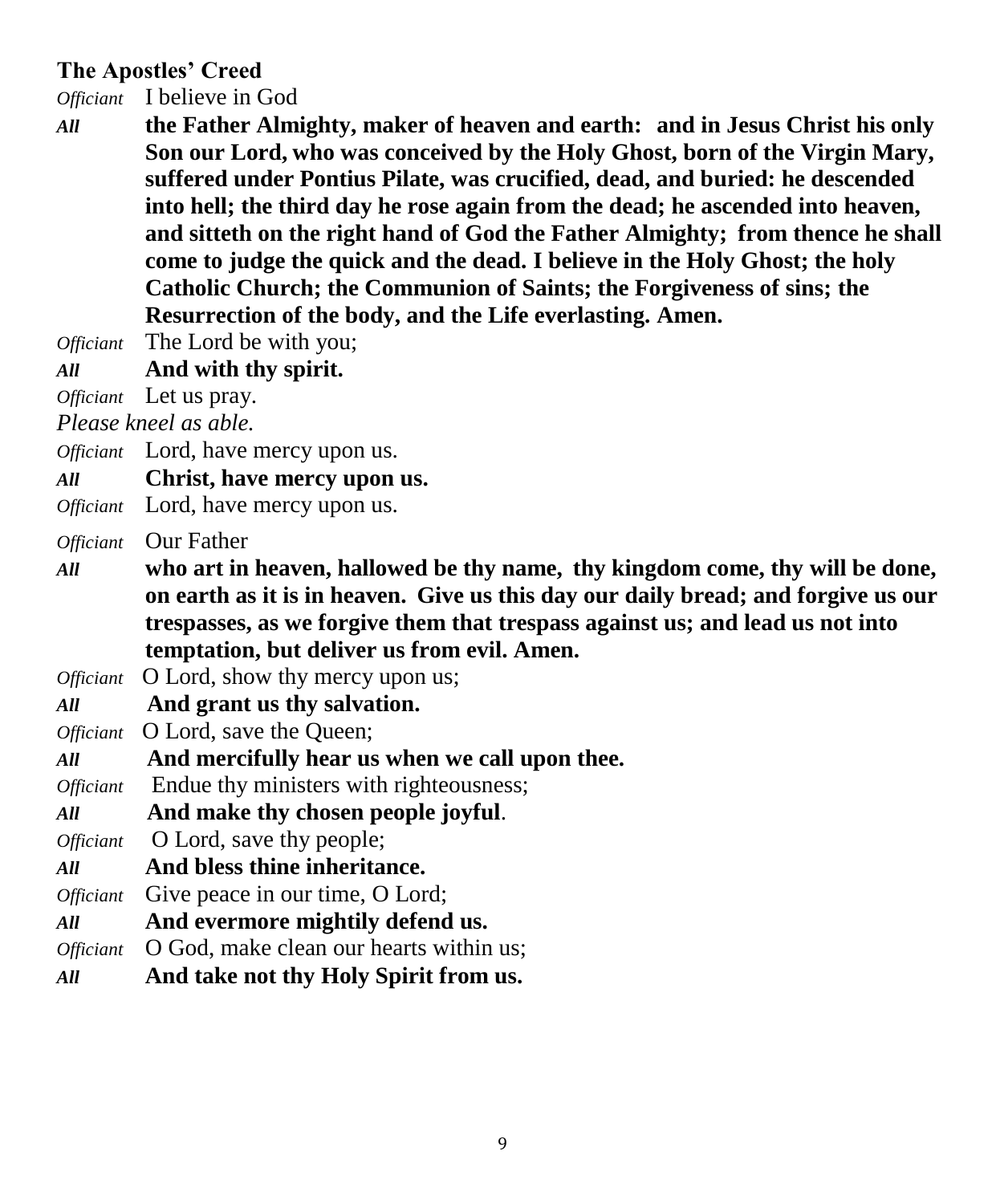**The Apostles' Creed**

*Officiant* I believe in God

*All* **the Father Almighty, maker of heaven and earth: and in Jesus Christ his only Son our Lord, who was conceived by the Holy Ghost, born of the Virgin Mary, suffered under Pontius Pilate, was crucified, dead, and buried: he descended into hell; the third day he rose again from the dead; he ascended into heaven, and sitteth on the right hand of God the Father Almighty; from thence he shall come to judge the quick and the dead. I believe in the Holy Ghost; the holy Catholic Church; the Communion of Saints; the Forgiveness of sins; the Resurrection of the body, and the Life everlasting. Amen.**

*Officiant* The Lord be with you;

*All* **And with thy spirit.**

*Officiant* Let us pray.

*Please kneel as able.*

*Officiant* Lord, have mercy upon us.

*All* **Christ, have mercy upon us.**

*Officiant* Lord, have mercy upon us.

*Officiant* Our Father

*All* **who art in heaven, hallowed be thy name, thy kingdom come, thy will be done, on earth as it is in heaven. Give us this day our daily bread; and forgive us our trespasses, as we forgive them that trespass against us; and lead us not into temptation, but deliver us from evil. Amen.**

*Officiant* O Lord, show thy mercy upon us;

*All* **And grant us thy salvation.**

*Officiant* O Lord, save the Queen;

*All* **And mercifully hear us when we call upon thee.**

*Officiant* Endue thy ministers with righteousness;

*All* **And make thy chosen people joyful**.

*Officiant* O Lord, save thy people;

*All* **And bless thine inheritance.**

*Officiant* Give peace in our time, O Lord;

*All* **And evermore mightily defend us.**

*Officiant* O God, make clean our hearts within us;

*All* **And take not thy Holy Spirit from us.**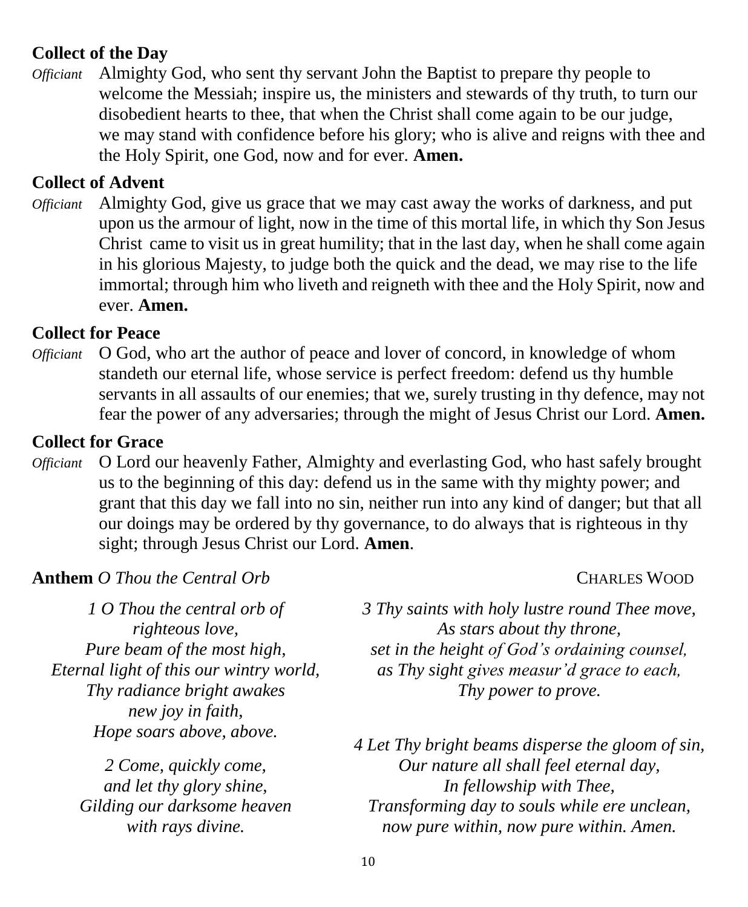## Collect of the Day

*Officiant* Almighty God, who sent thy servant John the Baptist to prepare thy people to welcome the Messiah; inspire us, the ministers and stewards of thy truth, to turn our disobedient hearts to thee, that when the Christ shall come again to be our judge, we may stand with confidence before his glory; who is alive and reigns with thee and the Holy Spirit, one God, now and for ever. **Amen.**

## Collect of Advent

*Officiant* Almighty God, give us grace that we may cast away the works of darkness, and put upon us the armour of light, now in the time of this mortal life, in which thy Son Jesus Christ came to visit us in great humility; that in the last day, when he shall come again in his glorious Majesty, to judge both the quick and the dead, we may rise to the life immortal; through him who liveth and reigneth with thee and the Holy Spirit, now and ever. **Amen.**

## Collect for Peace

*Officiant* O God, who art the author of peace and lover of concord, in knowledge of whom standeth our eternal life, whose service is perfect freedom: defend us thy humble servants in all assaults of our enemies; that we, surely trusting in thy defence, may not fear the power of any adversaries; through the might of Jesus Christ our Lord. **Amen.**

## Collect for Grace

*Officiant* O Lord our heavenly Father, Almighty and everlasting God, who hast safely brought us to the beginning of this day: defend us in the same with thy mighty power; and grant that this day we fall into no sin, neither run into any kind of danger; but that all our doings may be ordered by thy governance, to do always that is righteous in thy sight; through Jesus Christ our Lord. **Amen**.

**Anthem** *O Thou the Central Orb* — CHARLES WOOD

*1 O Thou the central orb of*
*righteous love,*
*Pure beam of the most high,*
*Eternal light of this our wintry world,*
*Thy radiance bright awakes*
*new joy in faith,*
*Hope soars above, above.*

*2 Come, quickly come,*
*and let thy glory shine,*
*Gilding our darksome heaven*
*with rays divine.*

*3 Thy saints with holy lustre round Thee move,*
*As stars about thy throne,*
*set in the height of God's ordaining counsel,*
*as Thy sight gives measur'd grace to each,*
*Thy power to prove.*

*4 Let Thy bright beams disperse the gloom of sin,*
*Our nature all shall feel eternal day,*
*In fellowship with Thee,*
*Transforming day to souls while ere unclean,*
*now pure within, now pure within. Amen.*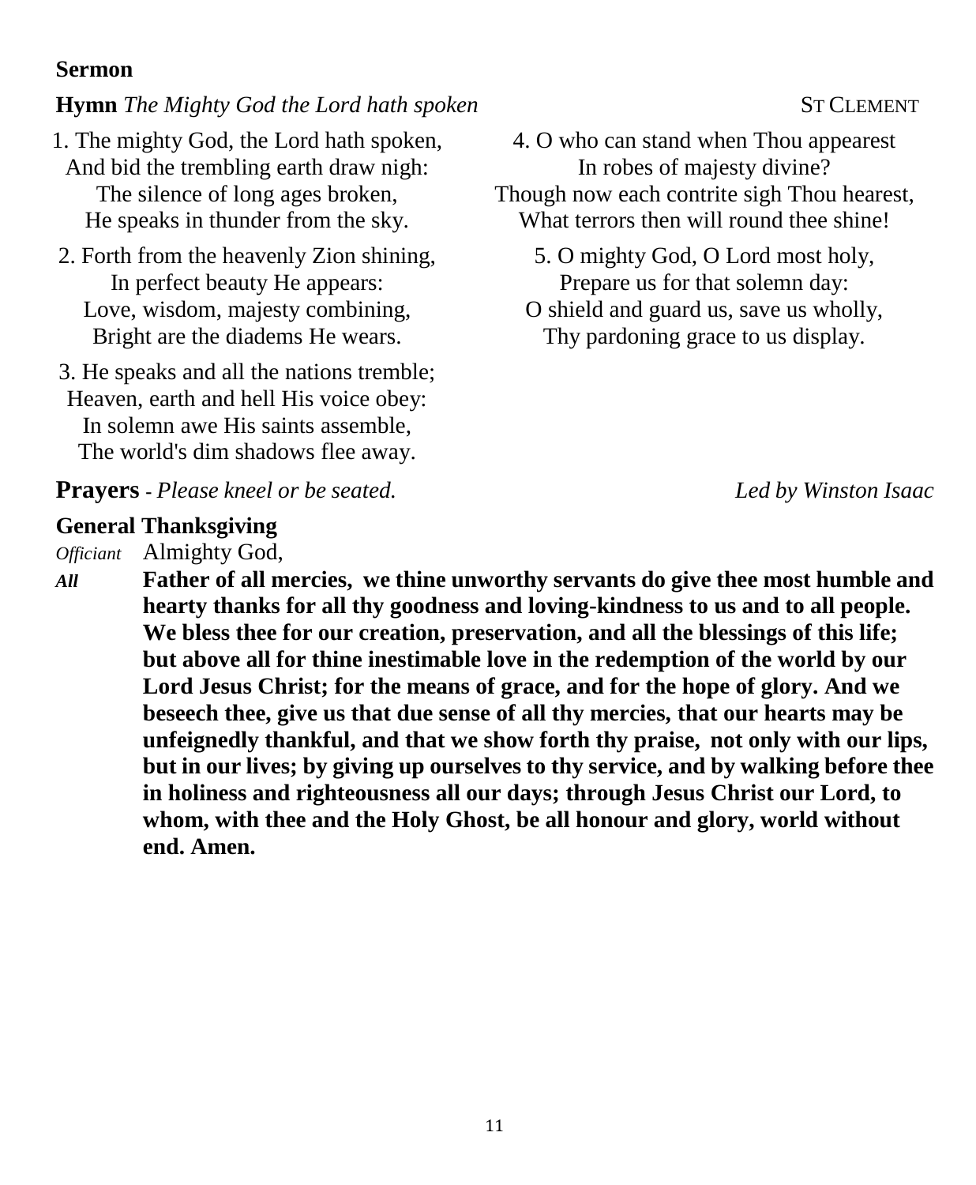**Sermon**

**Hymn** *The Mighty God the Lord hath spoken* ST CLEMENT

1. The mighty God, the Lord hath spoken,
And bid the trembling earth draw nigh:
The silence of long ages broken,
He speaks in thunder from the sky.

2. Forth from the heavenly Zion shining,
In perfect beauty He appears:
Love, wisdom, majesty combining,
Bright are the diadems He wears.

3. He speaks and all the nations tremble;
Heaven, earth and hell His voice obey:
In solemn awe His saints assemble,
The world's dim shadows flee away.

4. O who can stand when Thou appearest
In robes of majesty divine?
Though now each contrite sigh Thou hearest,
What terrors then will round thee shine!

5. O mighty God, O Lord most holy,
Prepare us for that solemn day:
O shield and guard us, save us wholly,
Thy pardoning grace to us display.

**Prayers** - *Please kneel or be seated.* *Led by Winston Isaac*

**General Thanksgiving**

*Officiant* Almighty God,

***All*** **Father of all mercies, we thine unworthy servants do give thee most humble and hearty thanks for all thy goodness and loving-kindness to us and to all people. We bless thee for our creation, preservation, and all the blessings of this life; but above all for thine inestimable love in the redemption of the world by our Lord Jesus Christ; for the means of grace, and for the hope of glory. And we beseech thee, give us that due sense of all thy mercies, that our hearts may be unfeignedly thankful, and that we show forth thy praise, not only with our lips, but in our lives; by giving up ourselves to thy service, and by walking before thee in holiness and righteousness all our days; through Jesus Christ our Lord, to whom, with thee and the Holy Ghost, be all honour and glory, world without end. Amen.**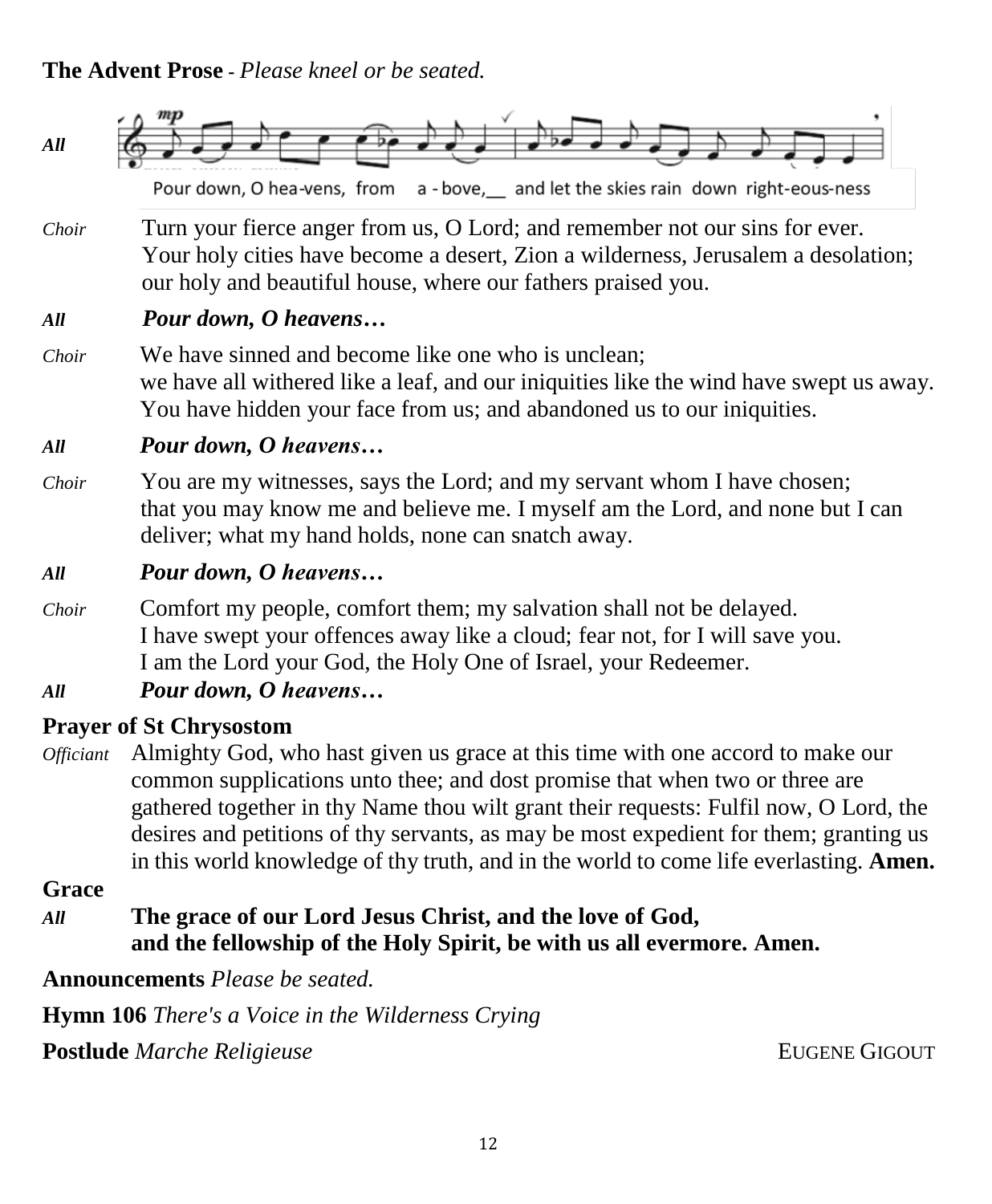**The Advent Prose** - *Please kneel or be seated.*

*All*

Pour down, O hea-vens, from a - bove,__ and let the skies rain down right-eous-ness

*Choir* Turn your fierce anger from us, O Lord; and remember not our sins for ever. Your holy cities have become a desert, Zion a wilderness, Jerusalem a desolation; our holy and beautiful house, where our fathers praised you.

*All* ***Pour down, O heavens…***

*Choir* We have sinned and become like one who is unclean; we have all withered like a leaf, and our iniquities like the wind have swept us away. You have hidden your face from us; and abandoned us to our iniquities.

*All* ***Pour down, O heavens…***

*Choir* You are my witnesses, says the Lord; and my servant whom I have chosen; that you may know me and believe me. I myself am the Lord, and none but I can deliver; what my hand holds, none can snatch away.

*All* ***Pour down, O heavens…***

*Choir* Comfort my people, comfort them; my salvation shall not be delayed. I have swept your offences away like a cloud; fear not, for I will save you. I am the Lord your God, the Holy One of Israel, your Redeemer.

*All* ***Pour down, O heavens…***

**Prayer of St Chrysostom**

*Officiant* Almighty God, who hast given us grace at this time with one accord to make our common supplications unto thee; and dost promise that when two or three are gathered together in thy Name thou wilt grant their requests: Fulfil now, O Lord, the desires and petitions of thy servants, as may be most expedient for them; granting us in this world knowledge of thy truth, and in the world to come life everlasting. **Amen.**

**Grace**

*All* **The grace of our Lord Jesus Christ, and the love of God, and the fellowship of the Holy Spirit, be with us all evermore. Amen.**

**Announcements** *Please be seated.*

**Hymn 106** *There's a Voice in the Wilderness Crying*

**Postlude** *Marche Religieuse* EUGENE GIGOUT